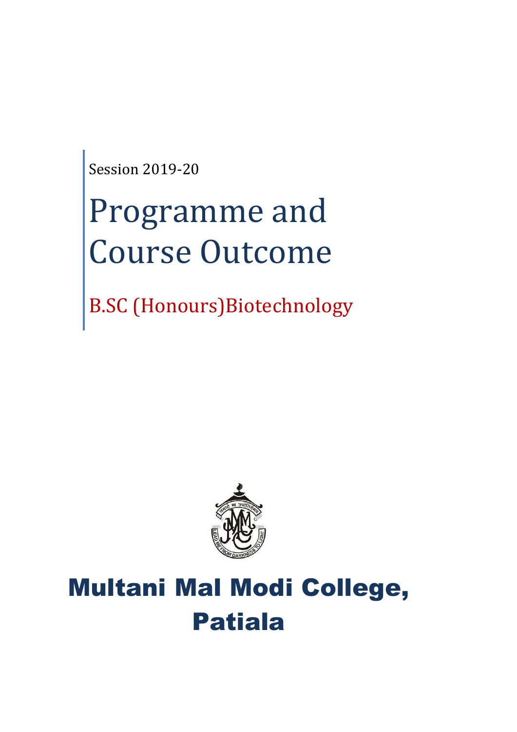Session 2019-20

# Programme and Course Outcome

## B.SC (Honours)Biotechnology

# Multani Mal Modi College, Patiala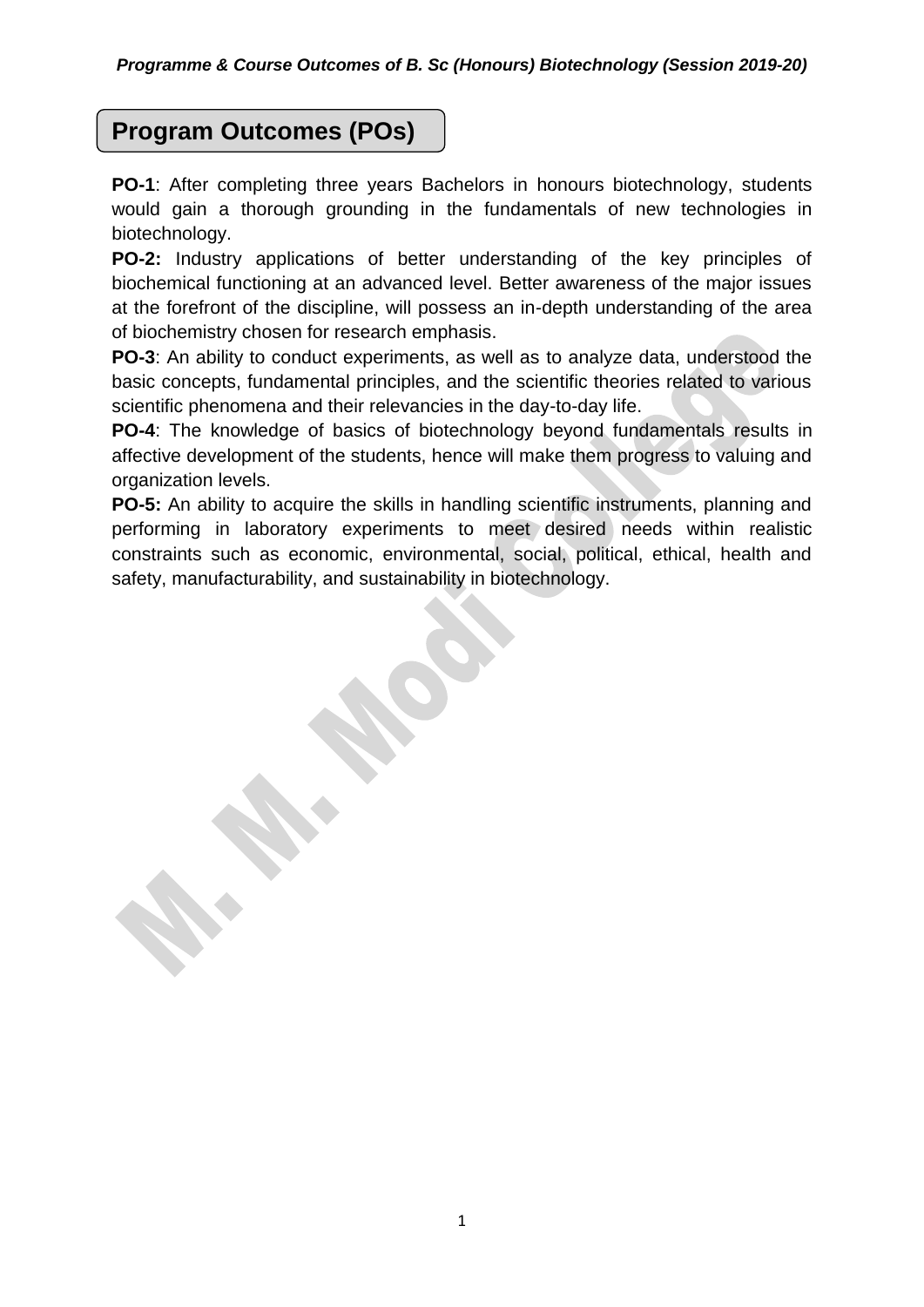## Program Outcomes (POs)

**PO-1**: After completing three years Bachelors in honours biotechnology, students would gain a thorough grounding in the fundamentals of new technologies in biotechnology.

**PO-2:** Industry applications of better understanding of the key principles of biochemical functioning at an advanced level. Better awareness of the major issues at the forefront of the discipline, will possess an in-depth understanding of the area of biochemistry chosen for research emphasis.

**PO-3**: An ability to conduct experiments, as well as to analyze data, understood the basic concepts, fundamental principles, and the scientific theories related to various scientific phenomena and their relevancies in the day-to-day life.

**PO-4**: The knowledge of basics of biotechnology beyond fundamentals results in affective development of the students, hence will make them progress to valuing and organization levels.

**PO-5:** An ability to acquire the skills in handling scientific instruments, planning and performing in laboratory experiments to meet desired needs within realistic constraints such as economic, environmental, social, political, ethical, health and safety, manufacturability, and sustainability in biotechnology.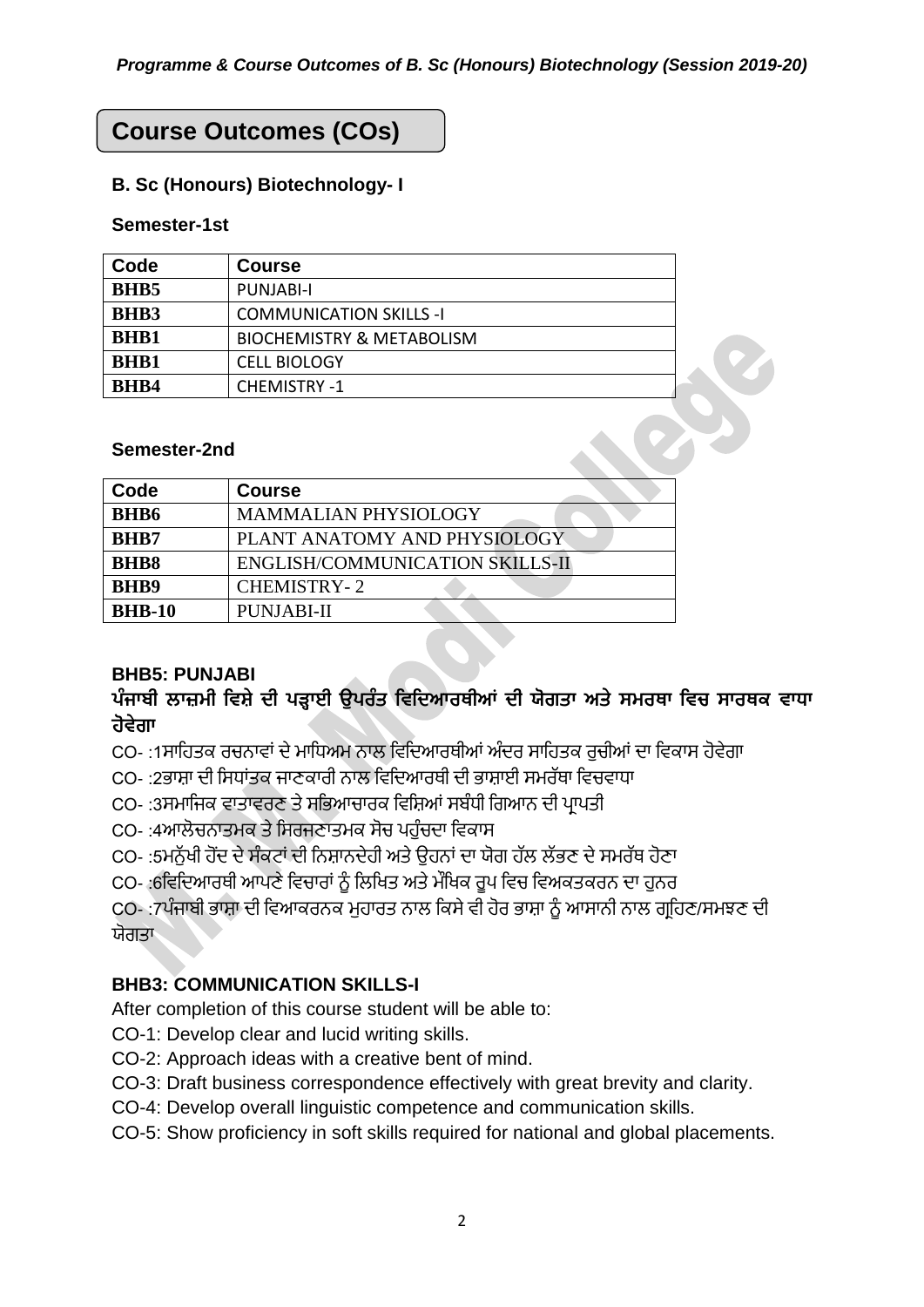# Course Outcomes (COs)

### B. Sc (Honours) Biotechnology- I

#### Semester-1st

| Code | Course |
| --- | --- |
| BHB5 | PUNJABI-I |
| BHB3 | COMMUNICATION SKILLS -I |
| BHB1 | BIOCHEMISTRY & METABOLISM |
| BHB1 | CELL BIOLOGY |
| BHB4 | CHEMISTRY -1 |

#### Semester-2nd

| Code | Course |
| --- | --- |
| BHB6 | MAMMALIAN PHYSIOLOGY |
| BHB7 | PLANT ANATOMY AND PHYSIOLOGY |
| BHB8 | ENGLISH/COMMUNICATION SKILLS-II |
| BHB9 | CHEMISTRY- 2 |
| BHB-10 | PUNJABI-II |

### BHB5: PUNJABI

**ਪੰਜਾਬੀ ਲਾਜ਼ਮੀ ਵਿਸ਼ੇ ਦੀ ਪੜ੍ਹਾਈ ਉਪਰੰਤ ਵਿਦਿਆਰਥੀਆਂ ਦੀ ਯੋਗਤਾ ਅਤੇ ਸਮਰਥਾ ਵਿਚ ਸਾਰਥਕ ਵਾਧਾ ਹੋਵੇਗਾ**

CO- :1ਸਾਹਿਤਕ ਰਚਨਾਵਾਂ ਦੇ ਮਾਧਿਅਮ ਨਾਲ ਵਿਦਿਆਰਥੀਆਂ ਅੰਦਰ ਸਾਹਿਤਕ ਰੁਚੀਆਂ ਦਾ ਵਿਕਾਸ ਹੋਵੇਗਾ

CO- :2ਭਾਸ਼ਾ ਦੀ ਸਿਧਾਂਤਕ ਜਾਣਕਾਰੀ ਨਾਲ ਵਿਦਿਆਰਥੀ ਦੀ ਭਾਸ਼ਾਈ ਸਮਰੱਥਾ ਵਿਚਵਾਧਾ

CO- :3ਸਮਾਜਿਕ ਵਾਤਾਵਰਣ ਤੇ ਸਭਿਆਚਾਰਕ ਵਿਸ਼ਿਆਂ ਸਬੰਧੀ ਗਿਆਨ ਦੀ ਪ੍ਰਾਪਤੀ

CO- :4ਆਲੋਚਨਾਤਮਕ ਤੇ ਸਿਰਜਣਾਤਮਕ ਸੋਚ ਪਹੁੰਚਦਾ ਵਿਕਾਸ

CO- :5ਮਨੁੱਖੀ ਹੋਂਦ ਦੇ ਸੰਕਟਾਂ ਦੀ ਨਿਸ਼ਾਨਦੇਹੀ ਅਤੇ ਉਹਨਾਂ ਦਾ ਯੋਗ ਹੱਲ ਲੱਭਣ ਦੇ ਸਮਰੱਥ ਹੋਣਾ

CO- :6ਵਿਦਿਆਰਥੀ ਆਪਣੇ ਵਿਚਾਰਾਂ ਨੂੰ ਲਿਖਿਤ ਅਤੇ ਮੌਖਿਕ ਰੂਪ ਵਿਚ ਵਿਅਕਤਕਰਨ ਦਾ ਹੁਨਰ

CO- :7ਪੰਜਾਬੀ ਭਾਸ਼ਾ ਦੀ ਵਿਆਕਰਨਕ ਮੁਹਾਰਤ ਨਾਲ ਕਿਸੇ ਵੀ ਹੋਰ ਭਾਸ਼ਾ ਨੂੰ ਆਸਾਨੀ ਨਾਲ ਗ੍ਰਹਿਣ/ਸਮਝਣ ਦੀ ਯੋਗਤਾ

### BHB3: COMMUNICATION SKILLS-I

After completion of this course student will be able to:

CO-1: Develop clear and lucid writing skills.

CO-2: Approach ideas with a creative bent of mind.

CO-3: Draft business correspondence effectively with great brevity and clarity.

CO-4: Develop overall linguistic competence and communication skills.

CO-5: Show proficiency in soft skills required for national and global placements.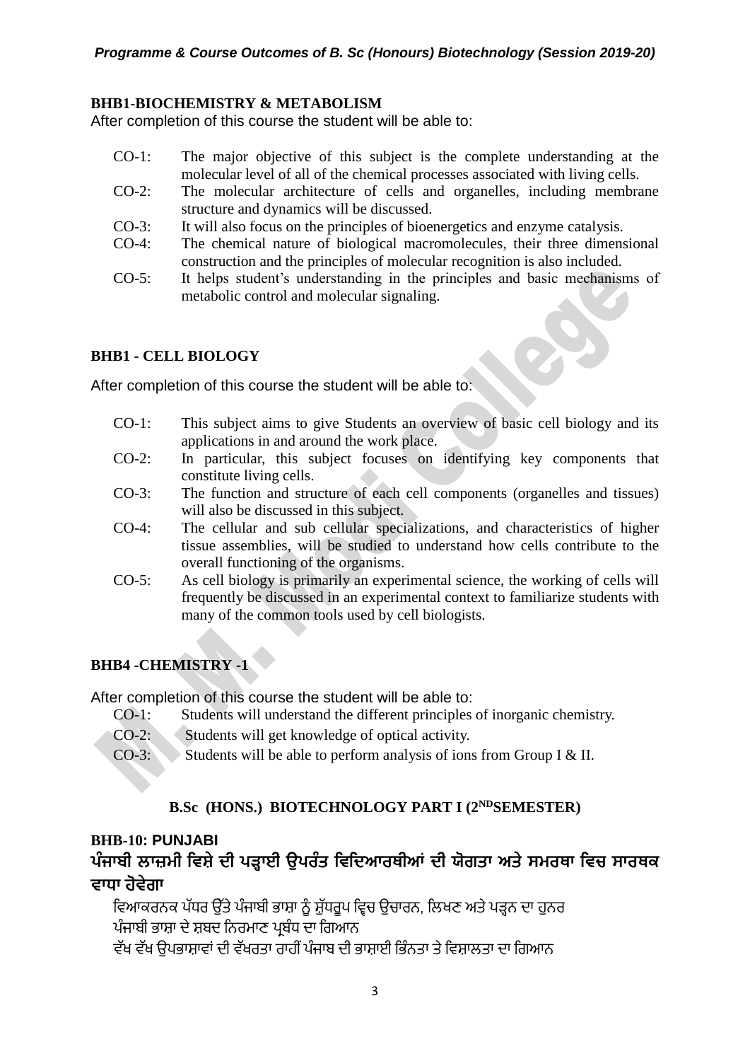**BHB1-BIOCHEMISTRY & METABOLISM**

After completion of this course the student will be able to:

- CO-1: The major objective of this subject is the complete understanding at the molecular level of all of the chemical processes associated with living cells.
- CO-2: The molecular architecture of cells and organelles, including membrane structure and dynamics will be discussed.
- CO-3: It will also focus on the principles of bioenergetics and enzyme catalysis.
- CO-4: The chemical nature of biological macromolecules, their three dimensional construction and the principles of molecular recognition is also included.
- CO-5: It helps student's understanding in the principles and basic mechanisms of metabolic control and molecular signaling.

**BHB1 - CELL BIOLOGY**

After completion of this course the student will be able to:

- CO-1: This subject aims to give Students an overview of basic cell biology and its applications in and around the work place.
- CO-2: In particular, this subject focuses on identifying key components that constitute living cells.
- CO-3: The function and structure of each cell components (organelles and tissues) will also be discussed in this subject.
- CO-4: The cellular and sub cellular specializations, and characteristics of higher tissue assemblies, will be studied to understand how cells contribute to the overall functioning of the organisms.
- CO-5: As cell biology is primarily an experimental science, the working of cells will frequently be discussed in an experimental context to familiarize students with many of the common tools used by cell biologists.

**BHB4 -CHEMISTRY -1**

After completion of this course the student will be able to:

- CO-1: Students will understand the different principles of inorganic chemistry.
- CO-2: Students will get knowledge of optical activity.
- CO-3: Students will be able to perform analysis of ions from Group I & II.

## B.Sc (HONS.) BIOTECHNOLOGY PART I (2ND SEMESTER)

**BHB-10: PUNJABI**

**ਪੰਜਾਬੀ ਲਾਜ਼ਮੀ ਵਿਸ਼ੇ ਦੀ ਪੜ੍ਹਾਈ ਉਪਰੰਤ ਵਿਦਿਆਰਥੀਆਂ ਦੀ ਯੋਗਤਾ ਅਤੇ ਸਮਰਥਾ ਵਿਚ ਸਾਰਥਕ ਵਾਧਾ ਹੋਵੇਗਾ**

ਵਿਆਕਰਨਕ ਪੱਧਰ ਉੱਤੇ ਪੰਜਾਬੀ ਭਾਸ਼ਾ ਨੂੰ ਸ਼ੁੱਧਰੂਪ ਵ੍ਵਿਚ ਉਚਾਰਨ, ਲਿਖਣ ਅਤੇ ਪੜ੍ਹਨ ਦਾ ਹੁਨਰ
ਪੰਜਾਬੀ ਭਾਸ਼ਾ ਦੇ ਸ਼ਬਦ ਨਿਰਮਾਣ ਪ੍ਰਬੰਧ ਦਾ ਗਿਆਨ
ਵੱਖ ਵੱਖ ਉਪਭਾਸ਼ਾਵਾਂ ਦੀ ਵੱਖਰਤਾ ਰਾਹੀਂ ਪੰਜਾਬ ਦੀ ਭਾਸ਼ਾਈ ਭਿੰਨਤਾ ਤੇ ਵਿਸ਼ਾਲਤਾ ਦਾ ਗਿਆਨ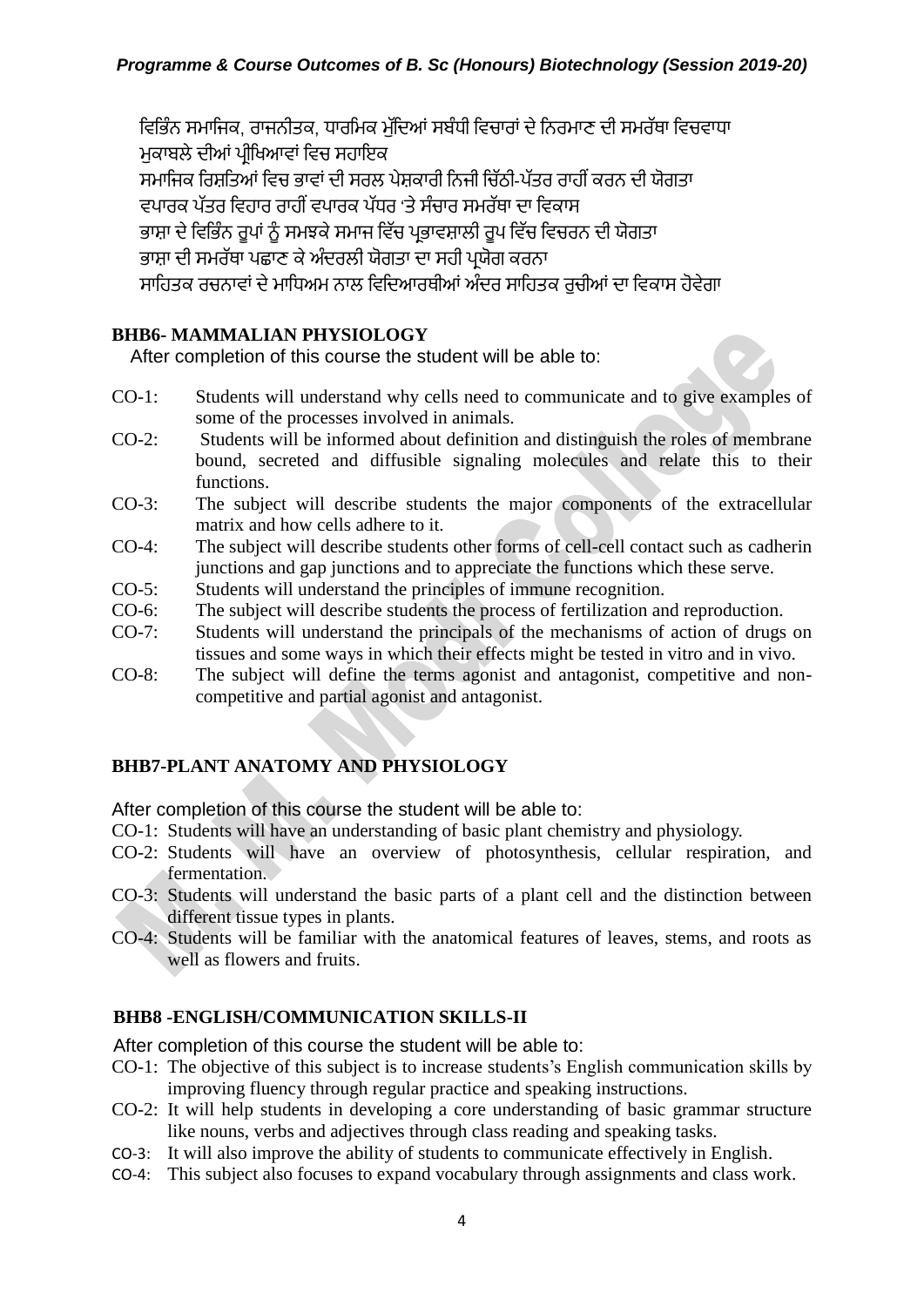ਵਿਭਿੰਨ ਸਮਾਜਿਕ, ਰਾਜਨੀਤਕ, ਧਾਰਮਿਕ ਮੁੱਦਿਆਂ ਸਬੰਧੀ ਵਿਚਾਰਾਂ ਦੇ ਨਿਰਮਾਣ ਦੀ ਸਮਰੱਥਾ ਵਿਚਵਾਧਾ
ਮੁਕਾਬਲੇ ਦੀਆਂ ਪ੍ਰੀਖਿਆਵਾਂ ਵਿਚ ਸਹਾਇਕ
ਸਮਾਜਿਕ ਰਿਸ਼ਤਿਆਂ ਵਿਚ ਭਾਵਾਂ ਦੀ ਸਰਲ ਪੇਸ਼ਕਾਰੀ ਨਿਜੀ ਚਿੱਠੀ-ਪੱਤਰ ਰਾਹੀਂ ਕਰਨ ਦੀ ਯੋਗਤਾ
ਵਪਾਰਕ ਪੱਤਰ ਵਿਹਾਰ ਰਾਹੀਂ ਵਪਾਰਕ ਪੱਧਰ 'ਤੇ ਸੰਚਾਰ ਸਮਰੱਥਾ ਦਾ ਵਿਕਾਸ
ਭਾਸ਼ਾ ਦੇ ਵਿਭਿੰਨ ਰੂਪਾਂ ਨੂੰ ਸਮਝਕੇ ਸਮਾਜ ਵਿੱਚ ਪ੍ਰਭਾਵਸ਼ਾਲੀ ਰੂਪ ਵਿੱਚ ਵਿਚਰਨ ਦੀ ਯੋਗਤਾ
ਭਾਸ਼ਾ ਦੀ ਸਮਰੱਥਾ ਪਛਾਣ ਕੇ ਅੰਦਰਲੀ ਯੋਗਤਾ ਦਾ ਸਹੀ ਪ੍ਰਯੋਗ ਕਰਨਾ
ਸਾਹਿਤਕ ਰਚਨਾਵਾਂ ਦੇ ਮਾਧਿਅਮ ਨਾਲ ਵਿਦਿਆਰਥੀਆਂ ਅੰਦਰ ਸਾਹਿਤਕ ਰੁਚੀਆਂ ਦਾ ਵਿਕਾਸ ਹੋਵੇਗਾ

### BHB6- MAMMALIAN PHYSIOLOGY

After completion of this course the student will be able to:

- CO-1: Students will understand why cells need to communicate and to give examples of some of the processes involved in animals.
- CO-2: Students will be informed about definition and distinguish the roles of membrane bound, secreted and diffusible signaling molecules and relate this to their functions.
- CO-3: The subject will describe students the major components of the extracellular matrix and how cells adhere to it.
- CO-4: The subject will describe students other forms of cell-cell contact such as cadherin junctions and gap junctions and to appreciate the functions which these serve.
- CO-5: Students will understand the principles of immune recognition.
- CO-6: The subject will describe students the process of fertilization and reproduction.
- CO-7: Students will understand the principals of the mechanisms of action of drugs on tissues and some ways in which their effects might be tested in vitro and in vivo.
- CO-8: The subject will define the terms agonist and antagonist, competitive and non-competitive and partial agonist and antagonist.

### BHB7-PLANT ANATOMY AND PHYSIOLOGY

After completion of this course the student will be able to:

- CO-1: Students will have an understanding of basic plant chemistry and physiology.
- CO-2: Students will have an overview of photosynthesis, cellular respiration, and fermentation.
- CO-3: Students will understand the basic parts of a plant cell and the distinction between different tissue types in plants.
- CO-4: Students will be familiar with the anatomical features of leaves, stems, and roots as well as flowers and fruits.

### BHB8 -ENGLISH/COMMUNICATION SKILLS-II

After completion of this course the student will be able to:

- CO-1: The objective of this subject is to increase students's English communication skills by improving fluency through regular practice and speaking instructions.
- CO-2: It will help students in developing a core understanding of basic grammar structure like nouns, verbs and adjectives through class reading and speaking tasks.
- CO-3: It will also improve the ability of students to communicate effectively in English.
- CO-4: This subject also focuses to expand vocabulary through assignments and class work.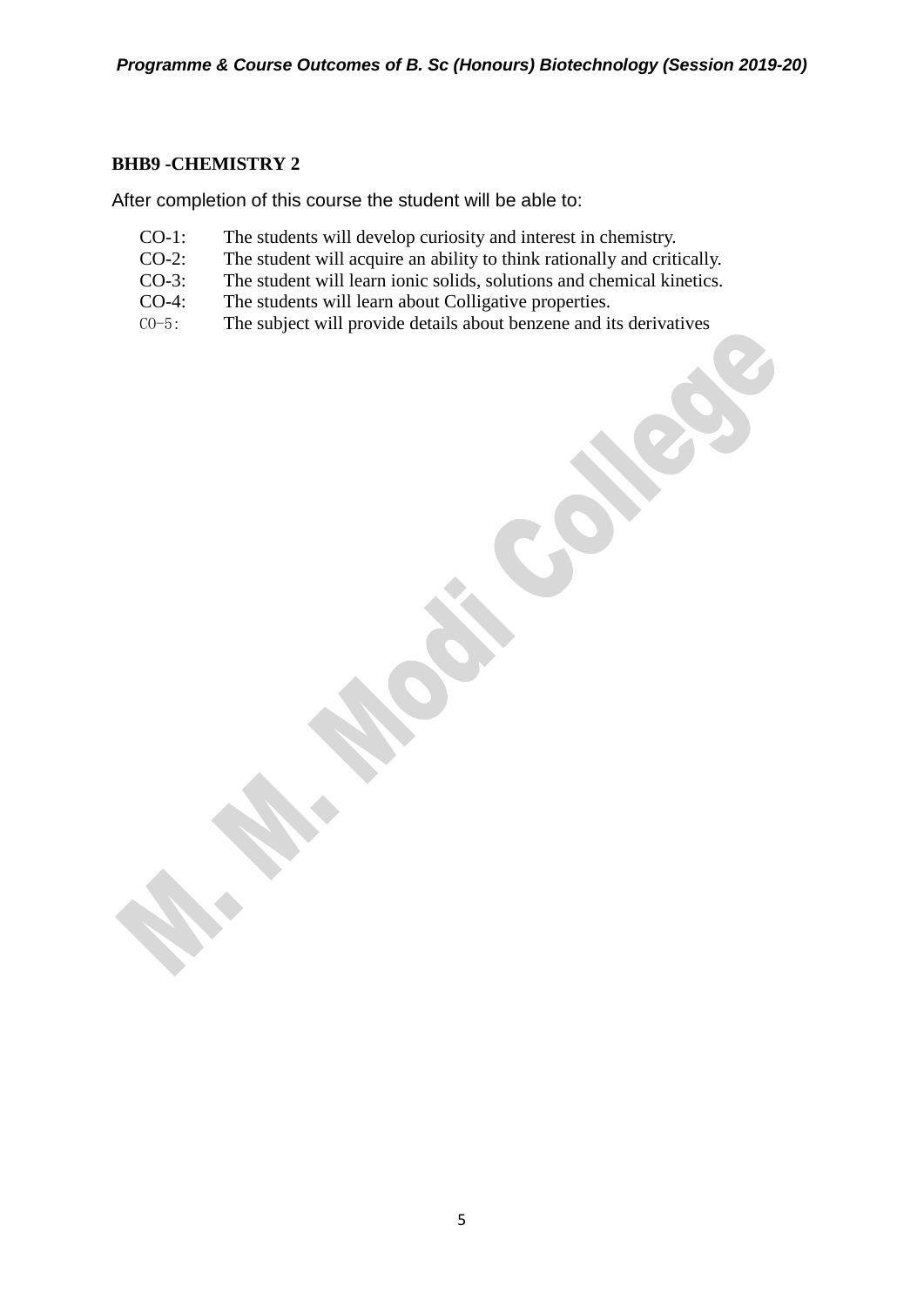**BHB9 -CHEMISTRY 2**

After completion of this course the student will be able to:

- CO-1: The students will develop curiosity and interest in chemistry.
- CO-2: The student will acquire an ability to think rationally and critically.
- CO-3: The student will learn ionic solids, solutions and chemical kinetics.
- CO-4: The students will learn about Colligative properties.
- CO-5: The subject will provide details about benzene and its derivatives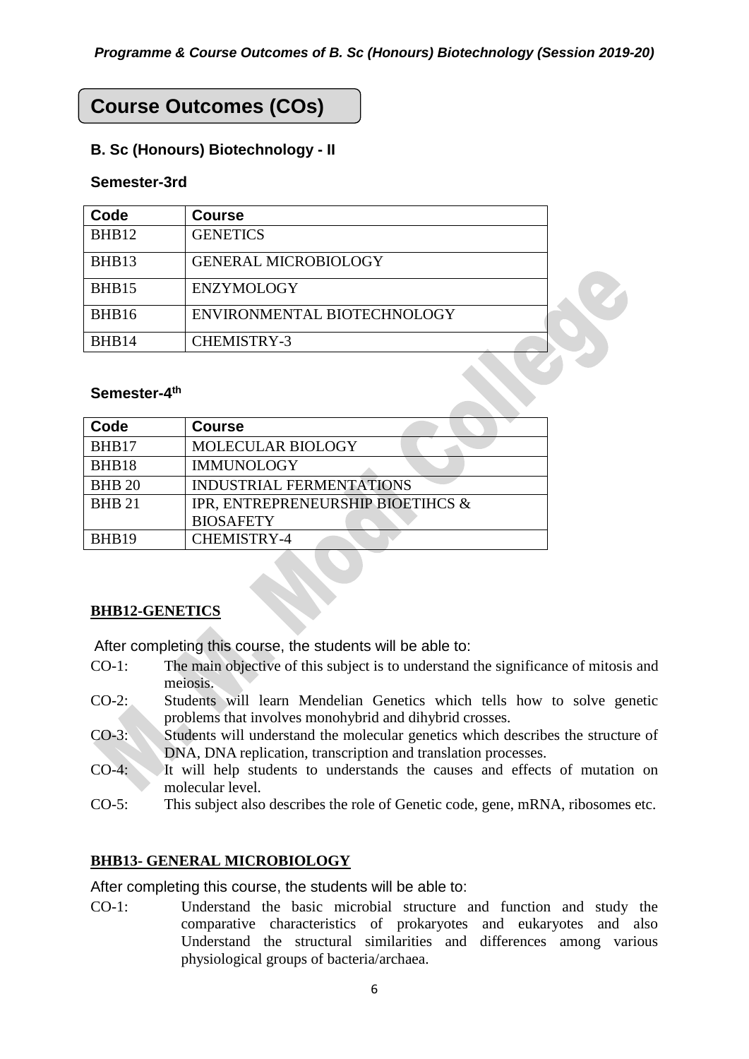# Course Outcomes (COs)

### B. Sc (Honours) Biotechnology - II

#### Semester-3rd

| Code | Course |
|---|---|
| BHB12 | GENETICS |
| BHB13 | GENERAL MICROBIOLOGY |
| BHB15 | ENZYMOLOGY |
| BHB16 | ENVIRONMENTAL BIOTECHNOLOGY |
| BHB14 | CHEMISTRY-3 |

#### Semester-4th

| Code | Course |
|---|---|
| BHB17 | MOLECULAR BIOLOGY |
| BHB18 | IMMUNOLOGY |
| BHB 20 | INDUSTRIAL FERMENTATIONS |
| BHB 21 | IPR, ENTREPRENEURSHIP BIOETIHCS & BIOSAFETY |
| BHB19 | CHEMISTRY-4 |

**BHB12-GENETICS**

After completing this course, the students will be able to:

- CO-1: The main objective of this subject is to understand the significance of mitosis and meiosis.
- CO-2: Students will learn Mendelian Genetics which tells how to solve genetic problems that involves monohybrid and dihybrid crosses.
- CO-3: Students will understand the molecular genetics which describes the structure of DNA, DNA replication, transcription and translation processes.
- CO-4: It will help students to understands the causes and effects of mutation on molecular level.
- CO-5: This subject also describes the role of Genetic code, gene, mRNA, ribosomes etc.

**BHB13- GENERAL MICROBIOLOGY**

After completing this course, the students will be able to:

- CO-1: Understand the basic microbial structure and function and study the comparative characteristics of prokaryotes and eukaryotes and also Understand the structural similarities and differences among various physiological groups of bacteria/archaea.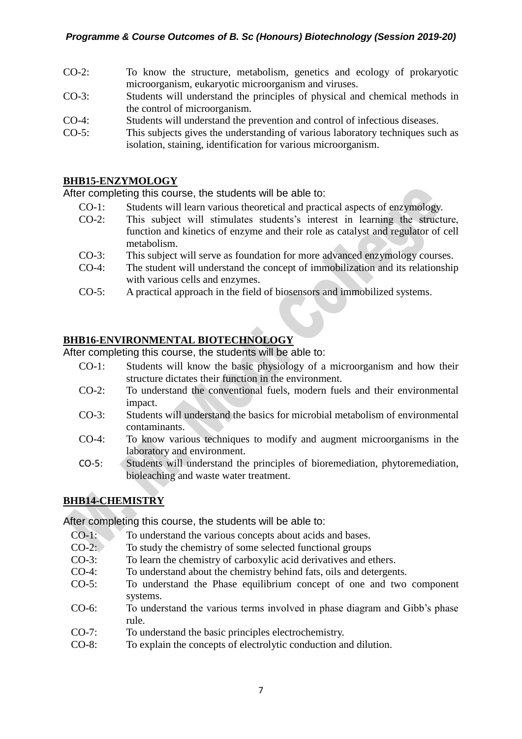CO-2: To know the structure, metabolism, genetics and ecology of prokaryotic microorganism, eukaryotic microorganism and viruses.

CO-3: Students will understand the principles of physical and chemical methods in the control of microorganism.

CO-4: Students will understand the prevention and control of infectious diseases.

CO-5: This subjects gives the understanding of various laboratory techniques such as isolation, staining, identification for various microorganism.

**BHB15-ENZYMOLOGY**

After completing this course, the students will be able to:

- CO-1: Students will learn various theoretical and practical aspects of enzymology.
- CO-2: This subject will stimulates students's interest in learning the structure, function and kinetics of enzyme and their role as catalyst and regulator of cell metabolism.
- CO-3: This subject will serve as foundation for more advanced enzymology courses.
- CO-4: The student will understand the concept of immobilization and its relationship with various cells and enzymes.
- CO-5: A practical approach in the field of biosensors and immobilized systems.

**BHB16-ENVIRONMENTAL BIOTECHNOLOGY**

After completing this course, the students will be able to:

- CO-1: Students will know the basic physiology of a microorganism and how their structure dictates their function in the environment.
- CO-2: To understand the conventional fuels, modern fuels and their environmental impact.
- CO-3: Students will understand the basics for microbial metabolism of environmental contaminants.
- CO-4: To know various techniques to modify and augment microorganisms in the laboratory and environment.
- CO-5: Students will understand the principles of bioremediation, phytoremediation, bioleaching and waste water treatment.

**BHB14-CHEMISTRY**

After completing this course, the students will be able to:

- CO-1: To understand the various concepts about acids and bases.
- CO-2: To study the chemistry of some selected functional groups
- CO-3: To learn the chemistry of carboxylic acid derivatives and ethers.
- CO-4: To understand about the chemistry behind fats, oils and detergents.
- CO-5: To understand the Phase equilibrium concept of one and two component systems.
- CO-6: To understand the various terms involved in phase diagram and Gibb's phase rule.
- CO-7: To understand the basic principles electrochemistry.
- CO-8: To explain the concepts of electrolytic conduction and dilution.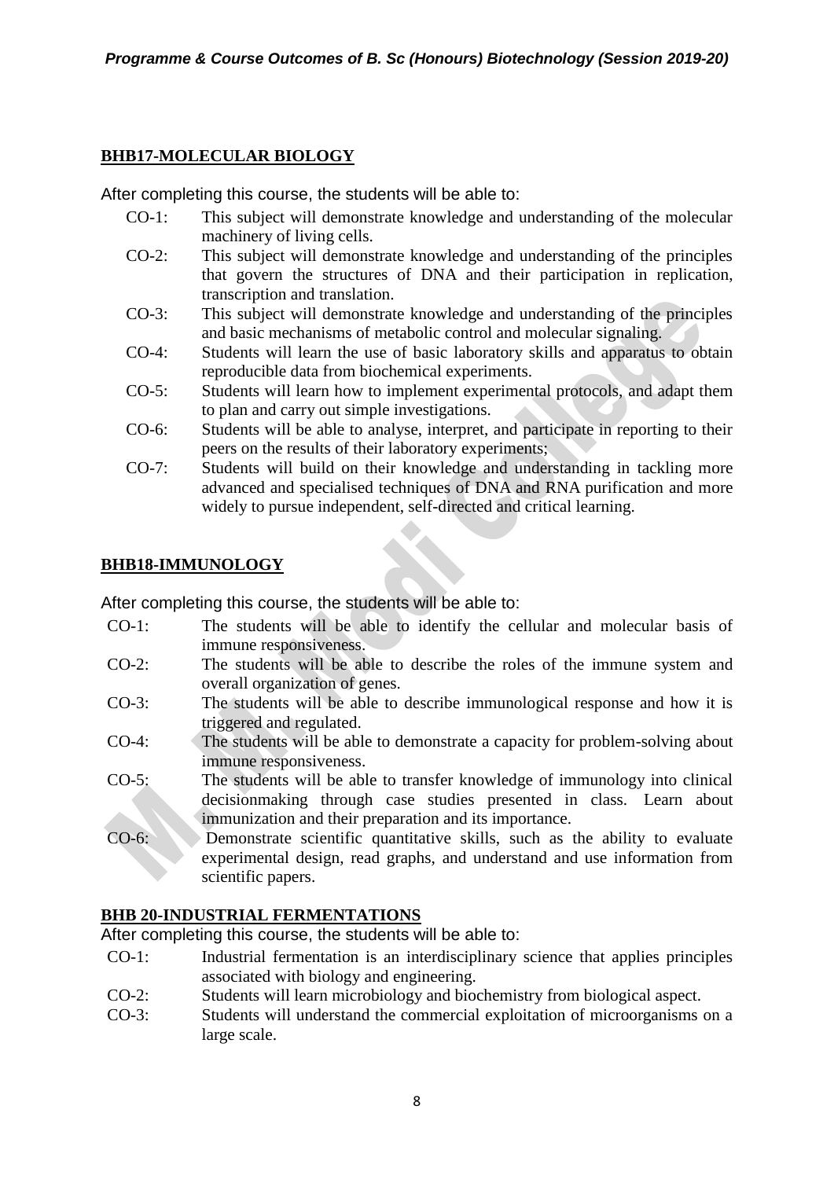## BHB17-MOLECULAR BIOLOGY

After completing this course, the students will be able to:

- CO-1: This subject will demonstrate knowledge and understanding of the molecular machinery of living cells.
- CO-2: This subject will demonstrate knowledge and understanding of the principles that govern the structures of DNA and their participation in replication, transcription and translation.
- CO-3: This subject will demonstrate knowledge and understanding of the principles and basic mechanisms of metabolic control and molecular signaling.
- CO-4: Students will learn the use of basic laboratory skills and apparatus to obtain reproducible data from biochemical experiments.
- CO-5: Students will learn how to implement experimental protocols, and adapt them to plan and carry out simple investigations.
- CO-6: Students will be able to analyse, interpret, and participate in reporting to their peers on the results of their laboratory experiments;
- CO-7: Students will build on their knowledge and understanding in tackling more advanced and specialised techniques of DNA and RNA purification and more widely to pursue independent, self-directed and critical learning.

## BHB18-IMMUNOLOGY

After completing this course, the students will be able to:

- CO-1: The students will be able to identify the cellular and molecular basis of immune responsiveness.
- CO-2: The students will be able to describe the roles of the immune system and overall organization of genes.
- CO-3: The students will be able to describe immunological response and how it is triggered and regulated.
- CO-4: The students will be able to demonstrate a capacity for problem-solving about immune responsiveness.
- CO-5: The students will be able to transfer knowledge of immunology into clinical decisionmaking through case studies presented in class. Learn about immunization and their preparation and its importance.
- CO-6: Demonstrate scientific quantitative skills, such as the ability to evaluate experimental design, read graphs, and understand and use information from scientific papers.

## BHB 20-INDUSTRIAL FERMENTATIONS

After completing this course, the students will be able to:

- CO-1: Industrial fermentation is an interdisciplinary science that applies principles associated with biology and engineering.
- CO-2: Students will learn microbiology and biochemistry from biological aspect.
- CO-3: Students will understand the commercial exploitation of microorganisms on a large scale.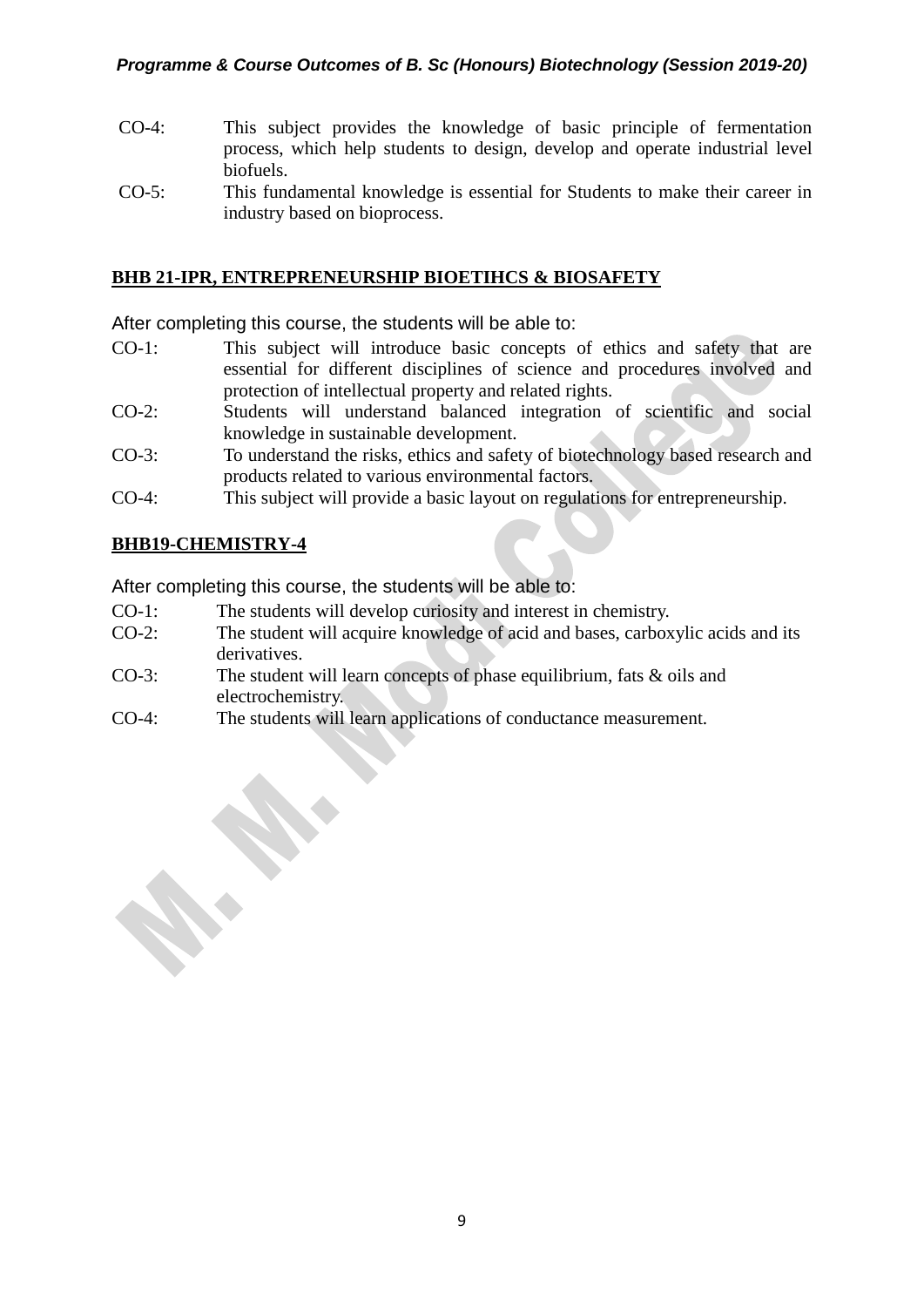CO-4: This subject provides the knowledge of basic principle of fermentation process, which help students to design, develop and operate industrial level biofuels.

CO-5: This fundamental knowledge is essential for Students to make their career in industry based on bioprocess.

## BHB 21-IPR, ENTREPRENEURSHIP BIOETIHCS & BIOSAFETY

After completing this course, the students will be able to:

CO-1: This subject will introduce basic concepts of ethics and safety that are essential for different disciplines of science and procedures involved and protection of intellectual property and related rights.

CO-2: Students will understand balanced integration of scientific and social knowledge in sustainable development.

CO-3: To understand the risks, ethics and safety of biotechnology based research and products related to various environmental factors.

CO-4: This subject will provide a basic layout on regulations for entrepreneurship.

## BHB19-CHEMISTRY-4

After completing this course, the students will be able to:

CO-1: The students will develop curiosity and interest in chemistry.

CO-2: The student will acquire knowledge of acid and bases, carboxylic acids and its derivatives.

CO-3: The student will learn concepts of phase equilibrium, fats & oils and electrochemistry.

CO-4: The students will learn applications of conductance measurement.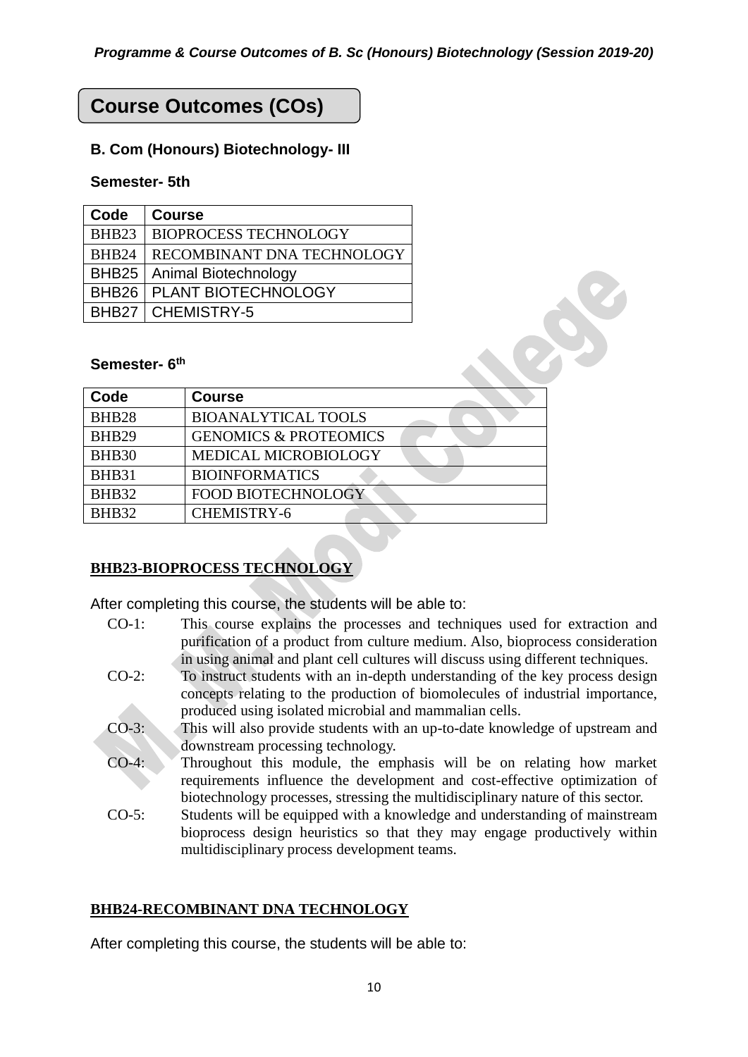## Course Outcomes (COs)

### B. Com (Honours) Biotechnology- III

#### Semester- 5th

| Code | Course |
|---|---|
| BHB23 | BIOPROCESS TECHNOLOGY |
| BHB24 | RECOMBINANT DNA TECHNOLOGY |
| BHB25 | Animal Biotechnology |
| BHB26 | PLANT BIOTECHNOLOGY |
| BHB27 | CHEMISTRY-5 |

#### Semester- 6th

| Code | Course |
|---|---|
| BHB28 | BIOANALYTICAL TOOLS |
| BHB29 | GENOMICS & PROTEOMICS |
| BHB30 | MEDICAL MICROBIOLOGY |
| BHB31 | BIOINFORMATICS |
| BHB32 | FOOD BIOTECHNOLOGY |
| BHB32 | CHEMISTRY-6 |

**BHB23-BIOPROCESS TECHNOLOGY**

After completing this course, the students will be able to:

- CO-1: This course explains the processes and techniques used for extraction and purification of a product from culture medium. Also, bioprocess consideration in using animal and plant cell cultures will discuss using different techniques.
- CO-2: To instruct students with an in-depth understanding of the key process design concepts relating to the production of biomolecules of industrial importance, produced using isolated microbial and mammalian cells.
- CO-3: This will also provide students with an up-to-date knowledge of upstream and downstream processing technology.
- CO-4: Throughout this module, the emphasis will be on relating how market requirements influence the development and cost-effective optimization of biotechnology processes, stressing the multidisciplinary nature of this sector.
- CO-5: Students will be equipped with a knowledge and understanding of mainstream bioprocess design heuristics so that they may engage productively within multidisciplinary process development teams.

**BHB24-RECOMBINANT DNA TECHNOLOGY**

After completing this course, the students will be able to: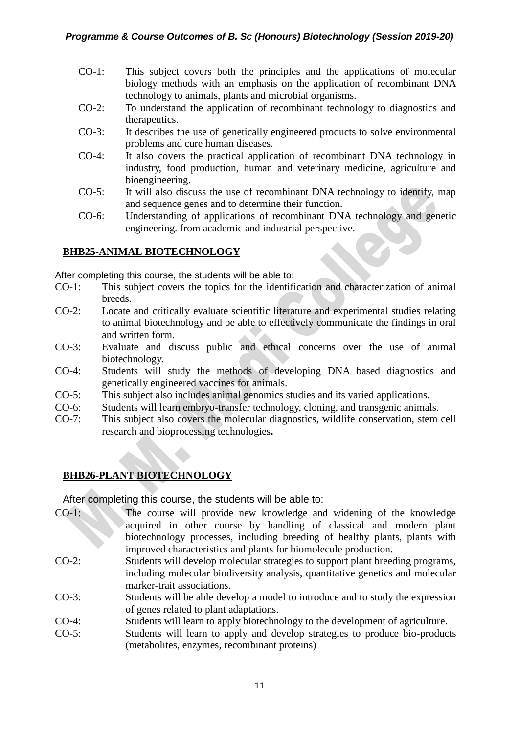CO-1: This subject covers both the principles and the applications of molecular biology methods with an emphasis on the application of recombinant DNA technology to animals, plants and microbial organisms.

CO-2: To understand the application of recombinant technology to diagnostics and therapeutics.

CO-3: It describes the use of genetically engineered products to solve environmental problems and cure human diseases.

CO-4: It also covers the practical application of recombinant DNA technology in industry, food production, human and veterinary medicine, agriculture and bioengineering.

CO-5: It will also discuss the use of recombinant DNA technology to identify, map and sequence genes and to determine their function.

CO-6: Understanding of applications of recombinant DNA technology and genetic engineering. from academic and industrial perspective.

## BHB25-ANIMAL BIOTECHNOLOGY

After completing this course, the students will be able to:

CO-1: This subject covers the topics for the identification and characterization of animal breeds.

CO-2: Locate and critically evaluate scientific literature and experimental studies relating to animal biotechnology and be able to effectively communicate the findings in oral and written form.

CO-3: Evaluate and discuss public and ethical concerns over the use of animal biotechnology.

CO-4: Students will study the methods of developing DNA based diagnostics and genetically engineered vaccines for animals.

CO-5: This subject also includes animal genomics studies and its varied applications.

CO-6: Students will learn embryo-transfer technology, cloning, and transgenic animals.

CO-7: This subject also covers the molecular diagnostics, wildlife conservation, stem cell research and bioprocessing technologies**.**

## BHB26-PLANT BIOTECHNOLOGY

After completing this course, the students will be able to:

CO-1: The course will provide new knowledge and widening of the knowledge acquired in other course by handling of classical and modern plant biotechnology processes, including breeding of healthy plants, plants with improved characteristics and plants for biomolecule production.

CO-2: Students will develop molecular strategies to support plant breeding programs, including molecular biodiversity analysis, quantitative genetics and molecular marker-trait associations.

CO-3: Students will be able develop a model to introduce and to study the expression of genes related to plant adaptations.

CO-4: Students will learn to apply biotechnology to the development of agriculture.

CO-5: Students will learn to apply and develop strategies to produce bio-products (metabolites, enzymes, recombinant proteins)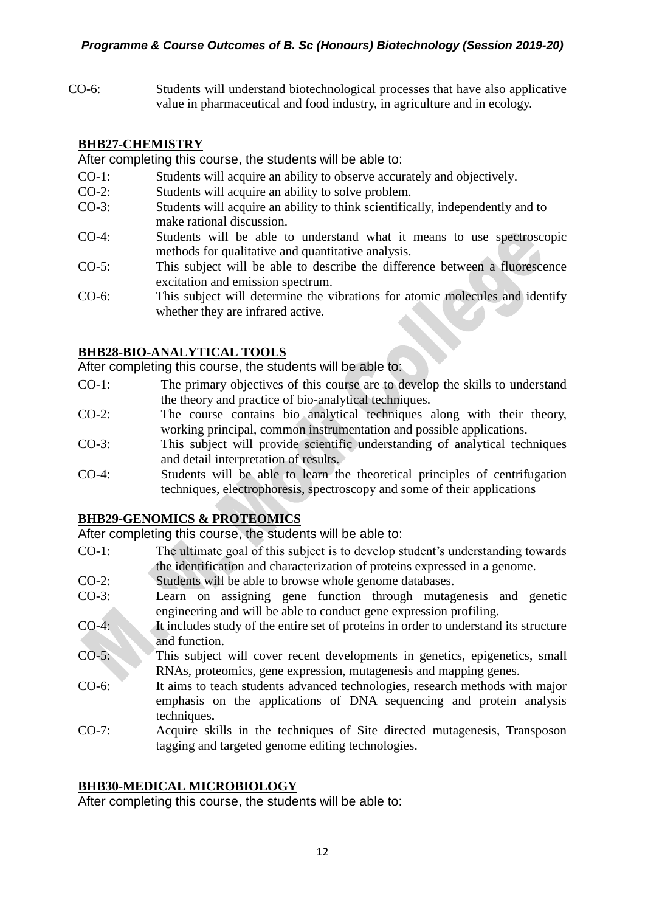CO-6: Students will understand biotechnological processes that have also applicative value in pharmaceutical and food industry, in agriculture and in ecology.

### BHB27-CHEMISTRY

After completing this course, the students will be able to:

- CO-1: Students will acquire an ability to observe accurately and objectively.
- CO-2: Students will acquire an ability to solve problem.
- CO-3: Students will acquire an ability to think scientifically, independently and to make rational discussion.
- CO-4: Students will be able to understand what it means to use spectroscopic methods for qualitative and quantitative analysis.
- CO-5: This subject will be able to describe the difference between a fluorescence excitation and emission spectrum.
- CO-6: This subject will determine the vibrations for atomic molecules and identify whether they are infrared active.

### BHB28-BIO-ANALYTICAL TOOLS

After completing this course, the students will be able to:

- CO-1: The primary objectives of this course are to develop the skills to understand the theory and practice of bio-analytical techniques.
- CO-2: The course contains bio analytical techniques along with their theory, working principal, common instrumentation and possible applications.
- CO-3: This subject will provide scientific understanding of analytical techniques and detail interpretation of results.
- CO-4: Students will be able to learn the theoretical principles of centrifugation techniques, electrophoresis, spectroscopy and some of their applications

### BHB29-GENOMICS & PROTEOMICS

After completing this course, the students will be able to:

- CO-1: The ultimate goal of this subject is to develop student's understanding towards the identification and characterization of proteins expressed in a genome.
- CO-2: Students will be able to browse whole genome databases.
- CO-3: Learn on assigning gene function through mutagenesis and genetic engineering and will be able to conduct gene expression profiling.
- CO-4: It includes study of the entire set of proteins in order to understand its structure and function.
- CO-5: This subject will cover recent developments in genetics, epigenetics, small RNAs, proteomics, gene expression, mutagenesis and mapping genes.
- CO-6: It aims to teach students advanced technologies, research methods with major emphasis on the applications of DNA sequencing and protein analysis techniques**.**
- CO-7: Acquire skills in the techniques of Site directed mutagenesis, Transposon tagging and targeted genome editing technologies.

### BHB30-MEDICAL MICROBIOLOGY

After completing this course, the students will be able to: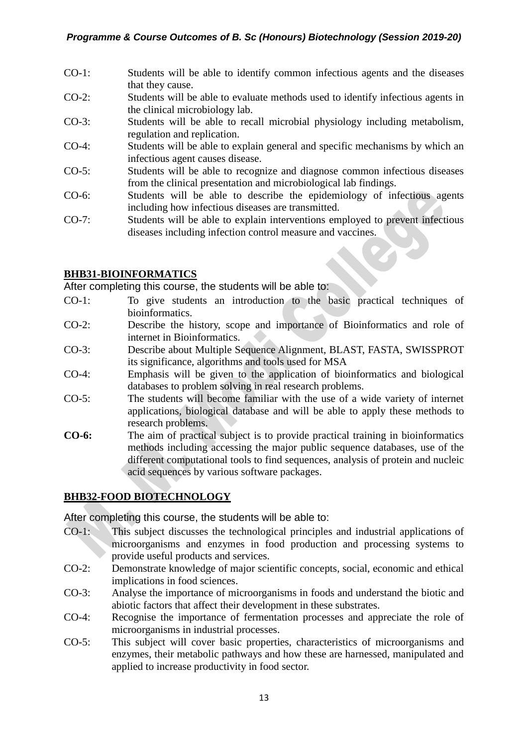CO-1: Students will be able to identify common infectious agents and the diseases that they cause.

CO-2: Students will be able to evaluate methods used to identify infectious agents in the clinical microbiology lab.

CO-3: Students will be able to recall microbial physiology including metabolism, regulation and replication.

CO-4: Students will be able to explain general and specific mechanisms by which an infectious agent causes disease.

CO-5: Students will be able to recognize and diagnose common infectious diseases from the clinical presentation and microbiological lab findings.

CO-6: Students will be able to describe the epidemiology of infectious agents including how infectious diseases are transmitted.

CO-7: Students will be able to explain interventions employed to prevent infectious diseases including infection control measure and vaccines.

## BHB31-BIOINFORMATICS

After completing this course, the students will be able to:

CO-1: To give students an introduction to the basic practical techniques of bioinformatics.

CO-2: Describe the history, scope and importance of Bioinformatics and role of internet in Bioinformatics.

CO-3: Describe about Multiple Sequence Alignment, BLAST, FASTA, SWISSPROT its significance, algorithms and tools used for MSA

CO-4: Emphasis will be given to the application of bioinformatics and biological databases to problem solving in real research problems.

CO-5: The students will become familiar with the use of a wide variety of internet applications, biological database and will be able to apply these methods to research problems.

**CO-6:** The aim of practical subject is to provide practical training in bioinformatics methods including accessing the major public sequence databases, use of the different computational tools to find sequences, analysis of protein and nucleic acid sequences by various software packages.

## BHB32-FOOD BIOTECHNOLOGY

After completing this course, the students will be able to:

CO-1: This subject discusses the technological principles and industrial applications of microorganisms and enzymes in food production and processing systems to provide useful products and services.

CO-2: Demonstrate knowledge of major scientific concepts, social, economic and ethical implications in food sciences.

CO-3: Analyse the importance of microorganisms in foods and understand the biotic and abiotic factors that affect their development in these substrates.

CO-4: Recognise the importance of fermentation processes and appreciate the role of microorganisms in industrial processes.

CO-5: This subject will cover basic properties, characteristics of microorganisms and enzymes, their metabolic pathways and how these are harnessed, manipulated and applied to increase productivity in food sector.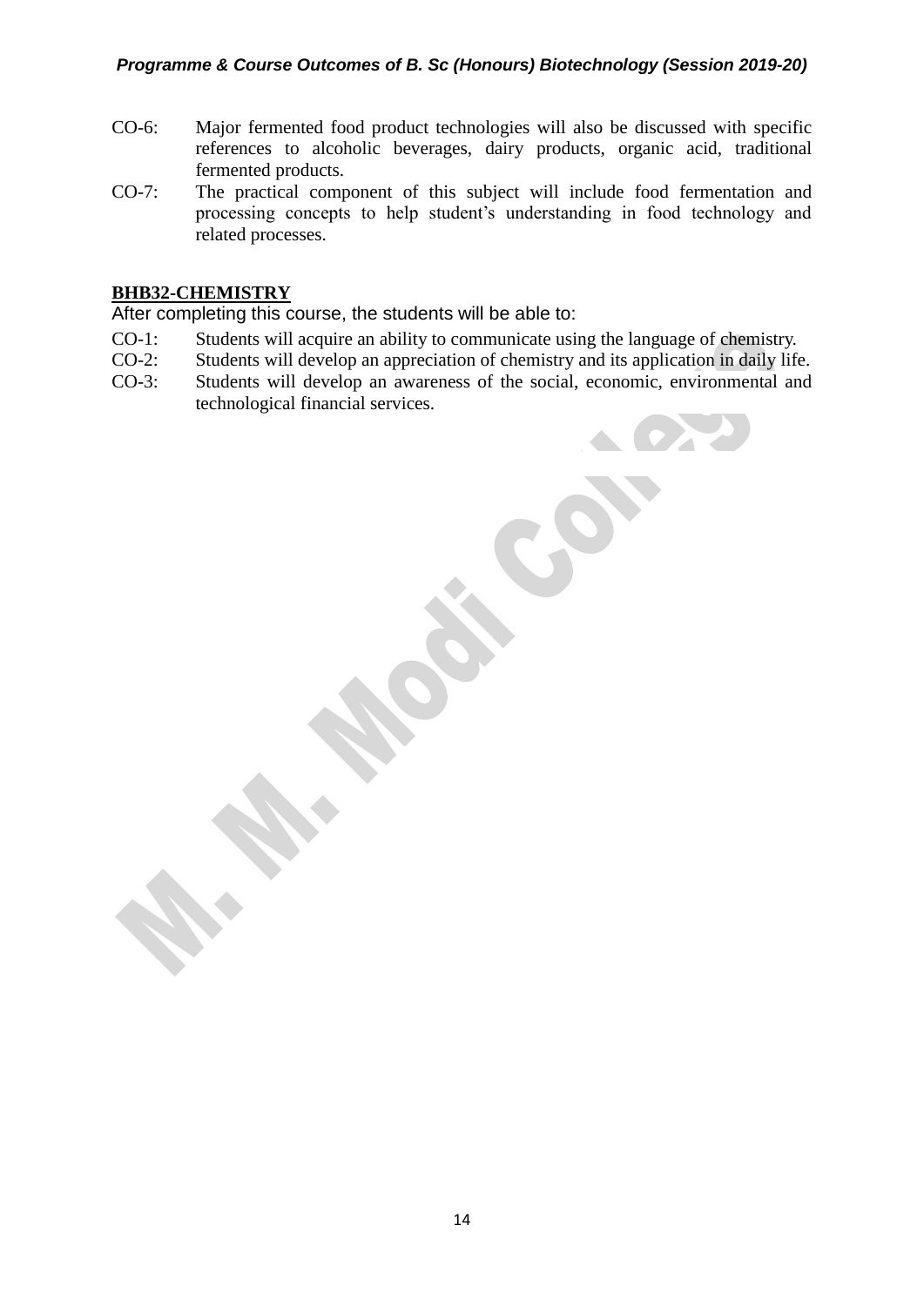CO-6: Major fermented food product technologies will also be discussed with specific references to alcoholic beverages, dairy products, organic acid, traditional fermented products.

CO-7: The practical component of this subject will include food fermentation and processing concepts to help student's understanding in food technology and related processes.

**BHB32-CHEMISTRY**

After completing this course, the students will be able to:

CO-1: Students will acquire an ability to communicate using the language of chemistry.

CO-2: Students will develop an appreciation of chemistry and its application in daily life.

CO-3: Students will develop an awareness of the social, economic, environmental and technological financial services.